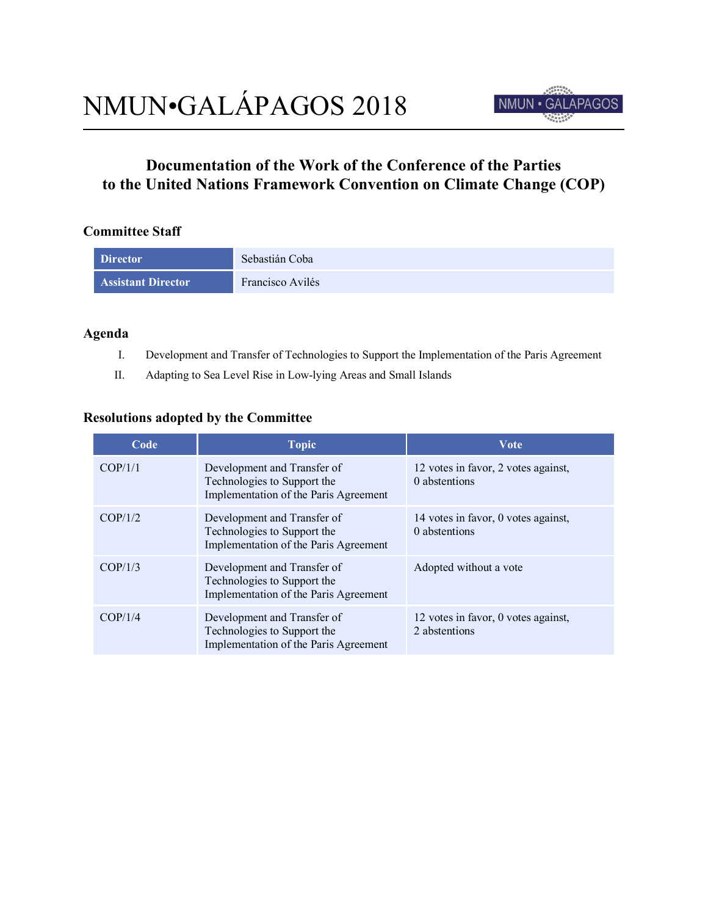# NMUN•GALÁPAGOS 2018

## Documentation of the Work of the Conference of the Parties to the United Nations Framework Convention on Climate Change (COP)

### Committee Staff

| | |
|---|---|
| **Director** | Sebastián Coba |
| **Assistant Director** | Francisco Avilés |

### Agenda

I. Development and Transfer of Technologies to Support the Implementation of the Paris Agreement

II. Adapting to Sea Level Rise in Low-lying Areas and Small Islands

### Resolutions adopted by the Committee

| Code | Topic | Vote |
|---|---|---|
| COP/1/1 | Development and Transfer of Technologies to Support the Implementation of the Paris Agreement | 12 votes in favor, 2 votes against, 0 abstentions |
| COP/1/2 | Development and Transfer of Technologies to Support the Implementation of the Paris Agreement | 14 votes in favor, 0 votes against, 0 abstentions |
| COP/1/3 | Development and Transfer of Technologies to Support the Implementation of the Paris Agreement | Adopted without a vote |
| COP/1/4 | Development and Transfer of Technologies to Support the Implementation of the Paris Agreement | 12 votes in favor, 0 votes against, 2 abstentions |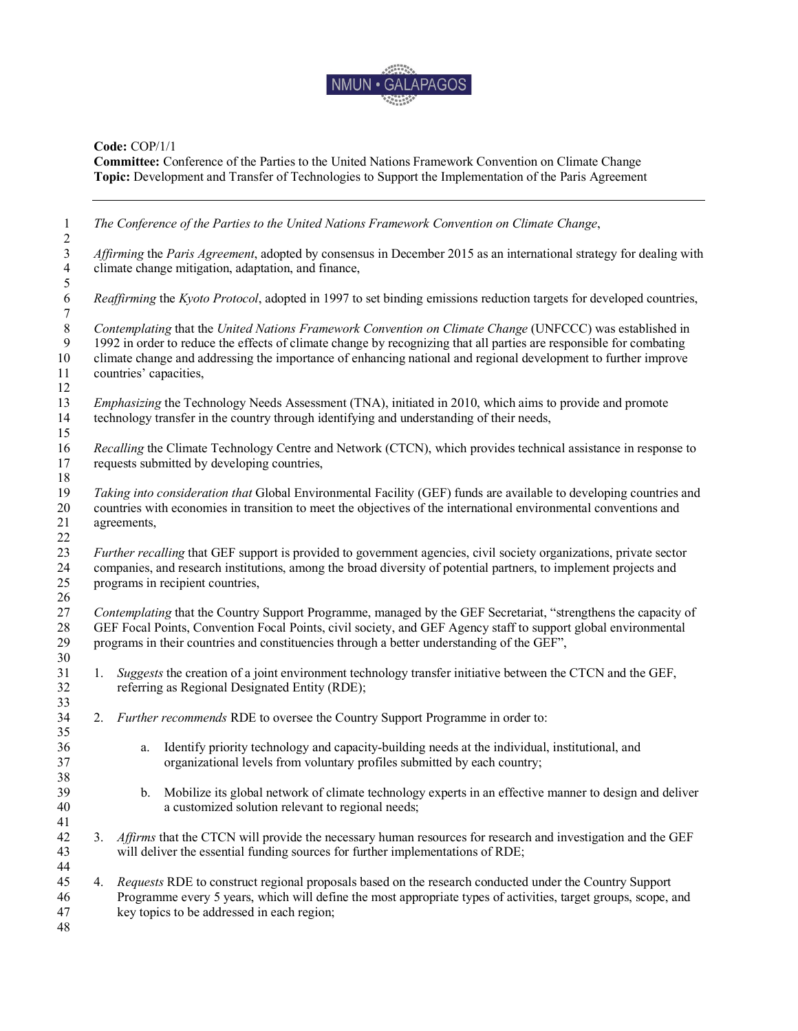**Code:** COP/1/1
**Committee:** Conference of the Parties to the United Nations Framework Convention on Climate Change
**Topic:** Development and Transfer of Technologies to Support the Implementation of the Paris Agreement

---

*The Conference of the Parties to the United Nations Framework Convention on Climate Change*,

*Affirming* the *Paris Agreement*, adopted by consensus in December 2015 as an international strategy for dealing with climate change mitigation, adaptation, and finance,

*Reaffirming* the *Kyoto Protocol*, adopted in 1997 to set binding emissions reduction targets for developed countries,

*Contemplating* that the *United Nations Framework Convention on Climate Change* (UNFCCC) was established in 1992 in order to reduce the effects of climate change by recognizing that all parties are responsible for combating climate change and addressing the importance of enhancing national and regional development to further improve countries' capacities,

*Emphasizing* the Technology Needs Assessment (TNA), initiated in 2010, which aims to provide and promote technology transfer in the country through identifying and understanding of their needs,

*Recalling* the Climate Technology Centre and Network (CTCN), which provides technical assistance in response to requests submitted by developing countries,

*Taking into consideration that* Global Environmental Facility (GEF) funds are available to developing countries and countries with economies in transition to meet the objectives of the international environmental conventions and agreements,

*Further recalling* that GEF support is provided to government agencies, civil society organizations, private sector companies, and research institutions, among the broad diversity of potential partners, to implement projects and programs in recipient countries,

*Contemplating* that the Country Support Programme, managed by the GEF Secretariat, "strengthens the capacity of GEF Focal Points, Convention Focal Points, civil society, and GEF Agency staff to support global environmental programs in their countries and constituencies through a better understanding of the GEF",

1. *Suggests* the creation of a joint environment technology transfer initiative between the CTCN and the GEF, referring as Regional Designated Entity (RDE);

2. *Further recommends* RDE to oversee the Country Support Programme in order to:

    a. Identify priority technology and capacity-building needs at the individual, institutional, and organizational levels from voluntary profiles submitted by each country;

    b. Mobilize its global network of climate technology experts in an effective manner to design and deliver a customized solution relevant to regional needs;

3. *Affirms* that the CTCN will provide the necessary human resources for research and investigation and the GEF will deliver the essential funding sources for further implementations of RDE;

4. *Requests* RDE to construct regional proposals based on the research conducted under the Country Support Programme every 5 years, which will define the most appropriate types of activities, target groups, scope, and key topics to be addressed in each region;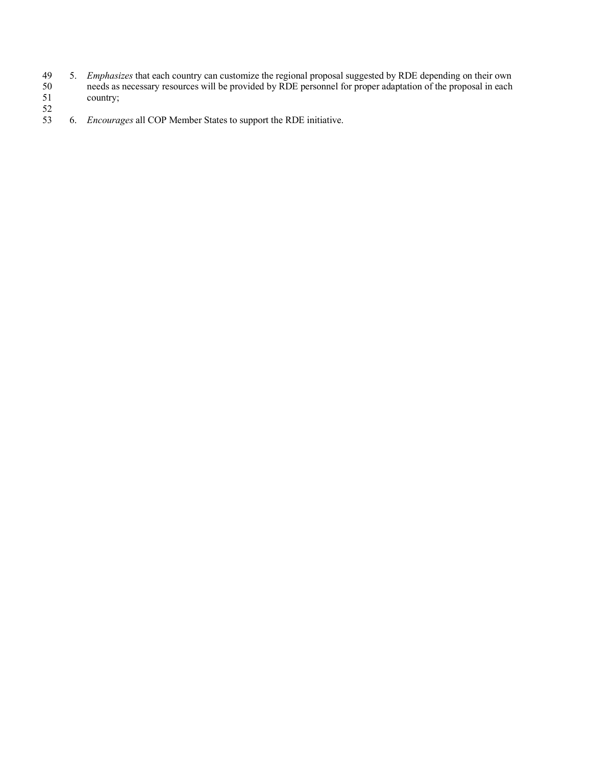5. *Emphasizes* that each country can customize the regional proposal suggested by RDE depending on their own needs as necessary resources will be provided by RDE personnel for proper adaptation of the proposal in each country;

6. *Encourages* all COP Member States to support the RDE initiative.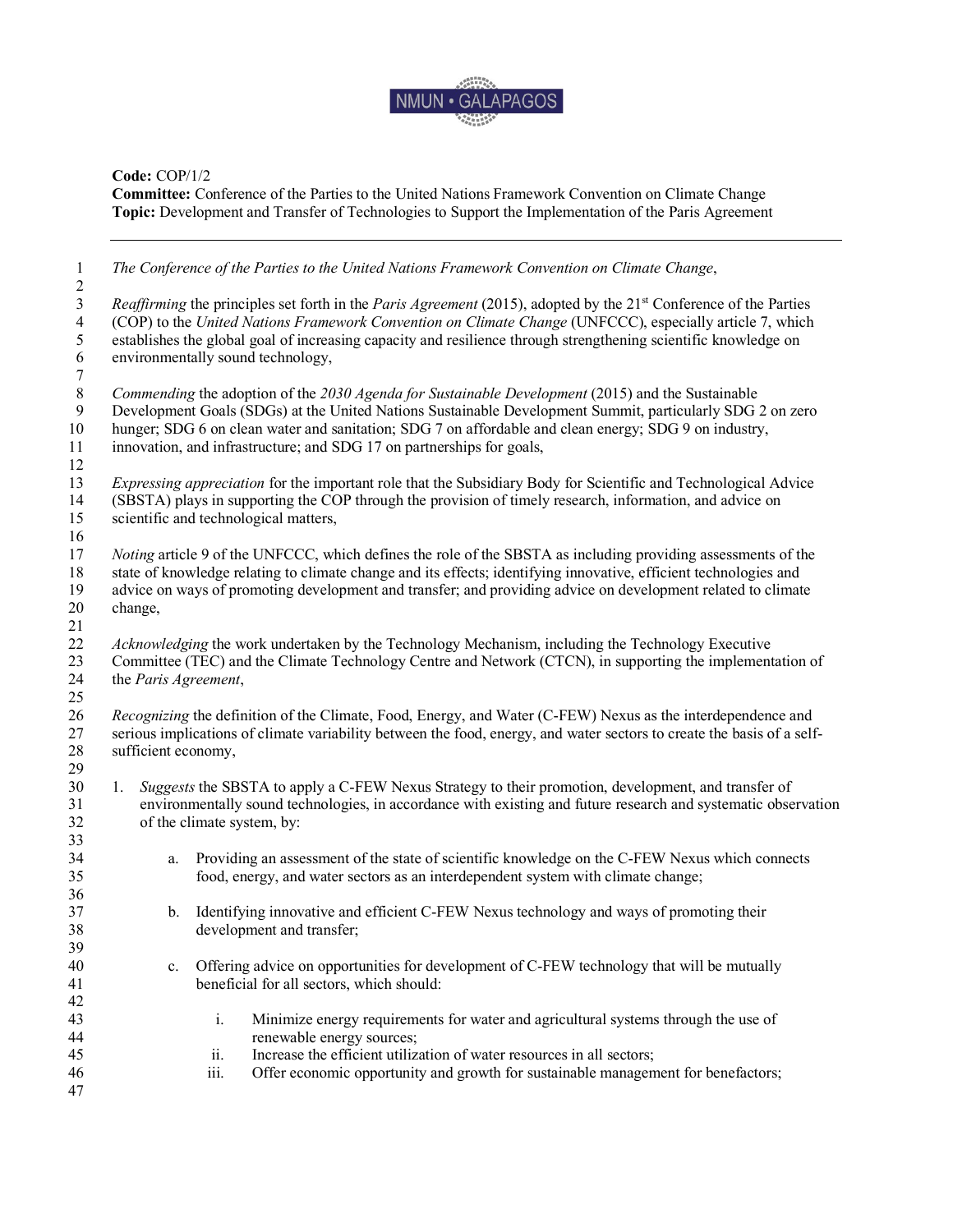**Code:** COP/1/2
**Committee:** Conference of the Parties to the United Nations Framework Convention on Climate Change
**Topic:** Development and Transfer of Technologies to Support the Implementation of the Paris Agreement

---

*The Conference of the Parties to the United Nations Framework Convention on Climate Change*,

*Reaffirming* the principles set forth in the *Paris Agreement* (2015), adopted by the 21st Conference of the Parties (COP) to the *United Nations Framework Convention on Climate Change* (UNFCCC), especially article 7, which establishes the global goal of increasing capacity and resilience through strengthening scientific knowledge on environmentally sound technology,

*Commending* the adoption of the *2030 Agenda for Sustainable Development* (2015) and the Sustainable Development Goals (SDGs) at the United Nations Sustainable Development Summit, particularly SDG 2 on zero hunger; SDG 6 on clean water and sanitation; SDG 7 on affordable and clean energy; SDG 9 on industry, innovation, and infrastructure; and SDG 17 on partnerships for goals,

*Expressing appreciation* for the important role that the Subsidiary Body for Scientific and Technological Advice (SBSTA) plays in supporting the COP through the provision of timely research, information, and advice on scientific and technological matters,

*Noting* article 9 of the UNFCCC, which defines the role of the SBSTA as including providing assessments of the state of knowledge relating to climate change and its effects; identifying innovative, efficient technologies and advice on ways of promoting development and transfer; and providing advice on development related to climate change,

*Acknowledging* the work undertaken by the Technology Mechanism, including the Technology Executive Committee (TEC) and the Climate Technology Centre and Network (CTCN), in supporting the implementation of the *Paris Agreement*,

*Recognizing* the definition of the Climate, Food, Energy, and Water (C-FEW) Nexus as the interdependence and serious implications of climate variability between the food, energy, and water sectors to create the basis of a self-sufficient economy,

1. *Suggests* the SBSTA to apply a C-FEW Nexus Strategy to their promotion, development, and transfer of environmentally sound technologies, in accordance with existing and future research and systematic observation of the climate system, by:

    a. Providing an assessment of the state of scientific knowledge on the C-FEW Nexus which connects food, energy, and water sectors as an interdependent system with climate change;

    b. Identifying innovative and efficient C-FEW Nexus technology and ways of promoting their development and transfer;

    c. Offering advice on opportunities for development of C-FEW technology that will be mutually beneficial for all sectors, which should:

        i. Minimize energy requirements for water and agricultural systems through the use of renewable energy sources;
        ii. Increase the efficient utilization of water resources in all sectors;
        iii. Offer economic opportunity and growth for sustainable management for benefactors;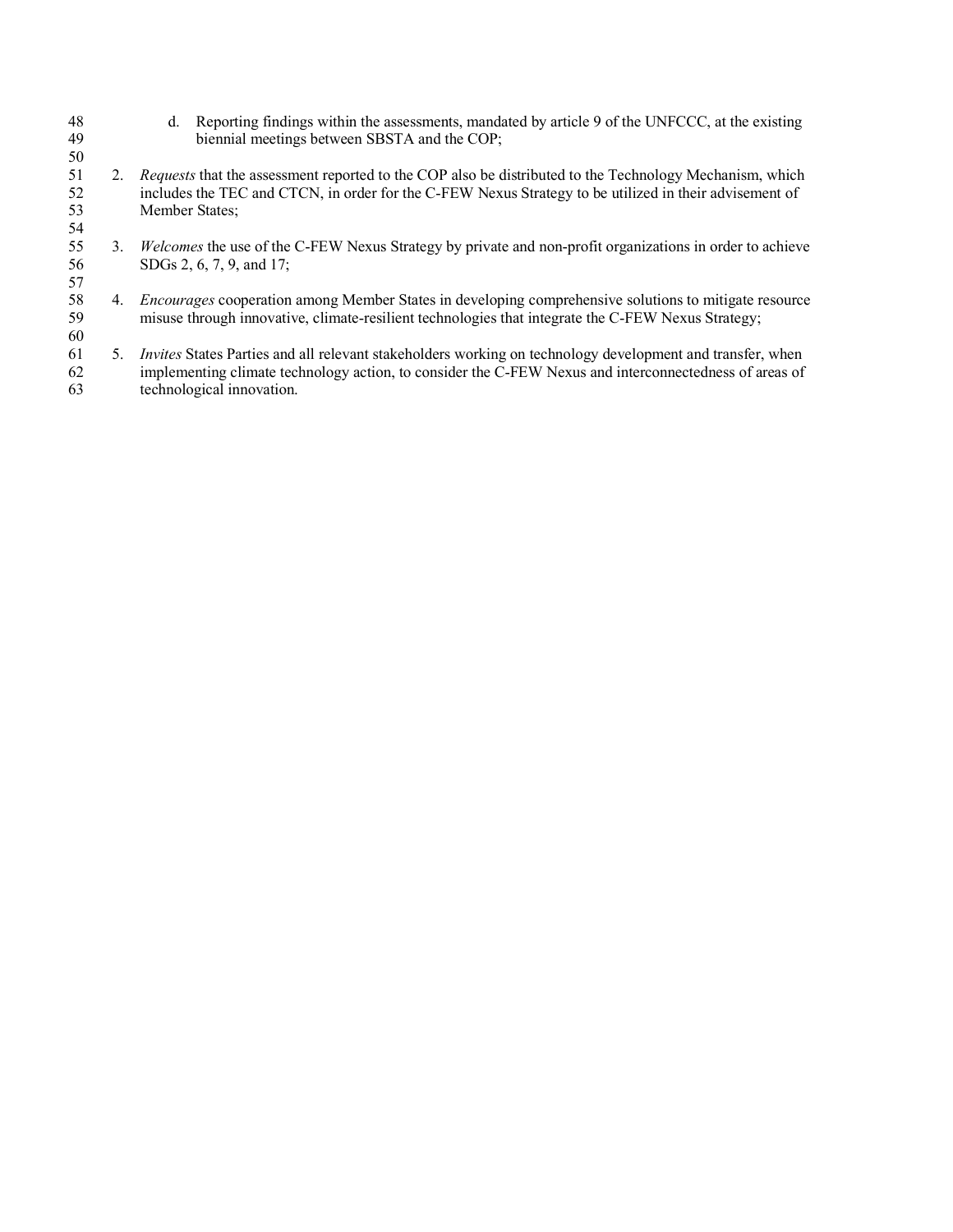d. Reporting findings within the assessments, mandated by article 9 of the UNFCCC, at the existing biennial meetings between SBSTA and the COP;

2. *Requests* that the assessment reported to the COP also be distributed to the Technology Mechanism, which includes the TEC and CTCN, in order for the C-FEW Nexus Strategy to be utilized in their advisement of Member States;

3. *Welcomes* the use of the C-FEW Nexus Strategy by private and non-profit organizations in order to achieve SDGs 2, 6, 7, 9, and 17;

4. *Encourages* cooperation among Member States in developing comprehensive solutions to mitigate resource misuse through innovative, climate-resilient technologies that integrate the C-FEW Nexus Strategy;

5. *Invites* States Parties and all relevant stakeholders working on technology development and transfer, when implementing climate technology action, to consider the C-FEW Nexus and interconnectedness of areas of technological innovation.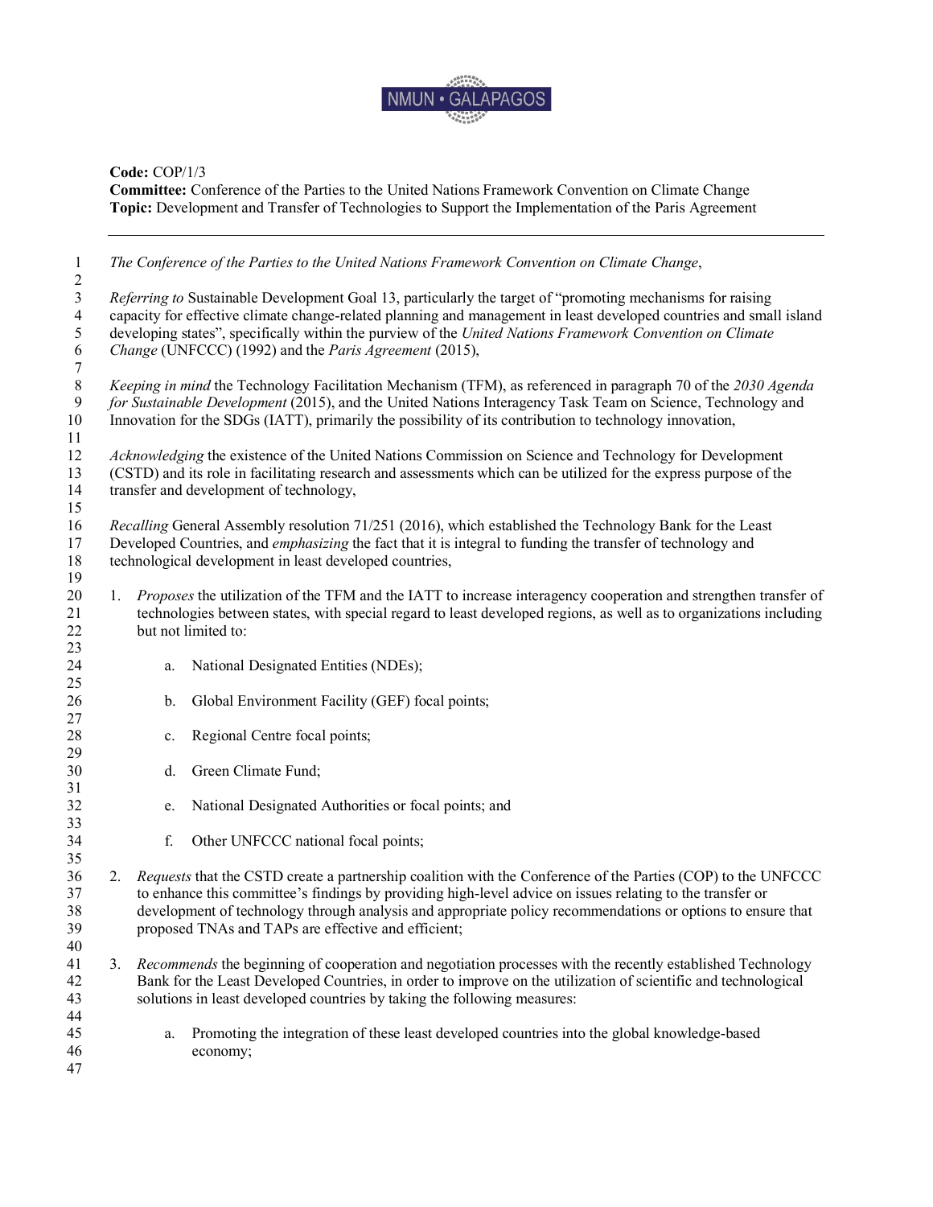**Code:** COP/1/3
**Committee:** Conference of the Parties to the United Nations Framework Convention on Climate Change
**Topic:** Development and Transfer of Technologies to Support the Implementation of the Paris Agreement

---

*The Conference of the Parties to the United Nations Framework Convention on Climate Change*,

*Referring to* Sustainable Development Goal 13, particularly the target of "promoting mechanisms for raising capacity for effective climate change-related planning and management in least developed countries and small island developing states", specifically within the purview of the *United Nations Framework Convention on Climate Change* (UNFCCC) (1992) and the *Paris Agreement* (2015),

*Keeping in mind* the Technology Facilitation Mechanism (TFM), as referenced in paragraph 70 of the *2030 Agenda for Sustainable Development* (2015), and the United Nations Interagency Task Team on Science, Technology and Innovation for the SDGs (IATT), primarily the possibility of its contribution to technology innovation,

*Acknowledging* the existence of the United Nations Commission on Science and Technology for Development (CSTD) and its role in facilitating research and assessments which can be utilized for the express purpose of the transfer and development of technology,

*Recalling* General Assembly resolution 71/251 (2016), which established the Technology Bank for the Least Developed Countries, and *emphasizing* the fact that it is integral to funding the transfer of technology and technological development in least developed countries,

1. *Proposes* the utilization of the TFM and the IATT to increase interagency cooperation and strengthen transfer of technologies between states, with special regard to least developed regions, as well as to organizations including but not limited to:

    a. National Designated Entities (NDEs);

    b. Global Environment Facility (GEF) focal points;

    c. Regional Centre focal points;

    d. Green Climate Fund;

    e. National Designated Authorities or focal points; and

    f. Other UNFCCC national focal points;

2. *Requests* that the CSTD create a partnership coalition with the Conference of the Parties (COP) to the UNFCCC to enhance this committee's findings by providing high-level advice on issues relating to the transfer or development of technology through analysis and appropriate policy recommendations or options to ensure that proposed TNAs and TAPs are effective and efficient;

3. *Recommends* the beginning of cooperation and negotiation processes with the recently established Technology Bank for the Least Developed Countries, in order to improve on the utilization of scientific and technological solutions in least developed countries by taking the following measures:

    a. Promoting the integration of these least developed countries into the global knowledge-based economy;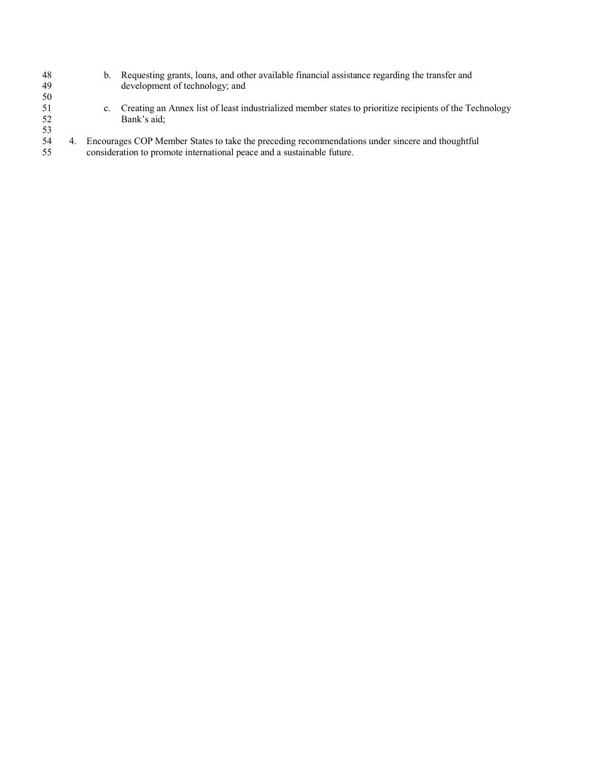b. Requesting grants, loans, and other available financial assistance regarding the transfer and development of technology; and

   c. Creating an Annex list of least industrialized member states to prioritize recipients of the Technology Bank's aid;

4. Encourages COP Member States to take the preceding recommendations under sincere and thoughtful consideration to promote international peace and a sustainable future.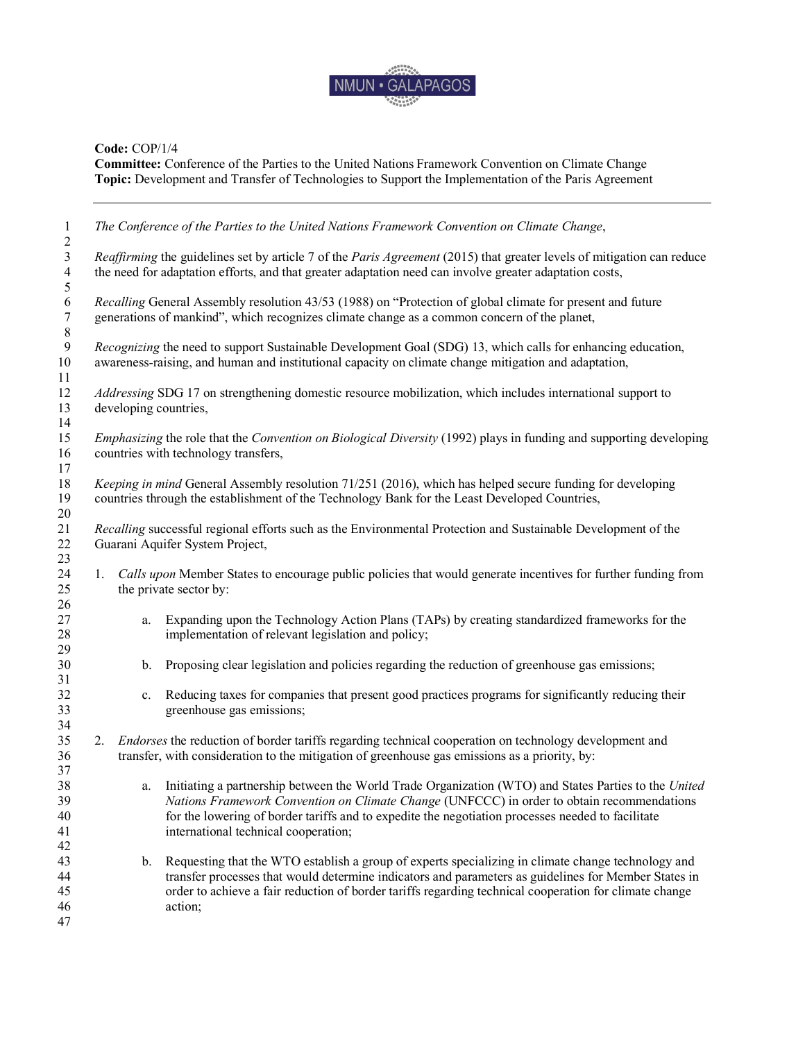**Code:** COP/1/4
**Committee:** Conference of the Parties to the United Nations Framework Convention on Climate Change
**Topic:** Development and Transfer of Technologies to Support the Implementation of the Paris Agreement

---

*The Conference of the Parties to the United Nations Framework Convention on Climate Change*,

*Reaffirming* the guidelines set by article 7 of the *Paris Agreement* (2015) that greater levels of mitigation can reduce the need for adaptation efforts, and that greater adaptation need can involve greater adaptation costs,

*Recalling* General Assembly resolution 43/53 (1988) on "Protection of global climate for present and future generations of mankind", which recognizes climate change as a common concern of the planet,

*Recognizing* the need to support Sustainable Development Goal (SDG) 13, which calls for enhancing education, awareness-raising, and human and institutional capacity on climate change mitigation and adaptation,

*Addressing* SDG 17 on strengthening domestic resource mobilization, which includes international support to developing countries,

*Emphasizing* the role that the *Convention on Biological Diversity* (1992) plays in funding and supporting developing countries with technology transfers,

*Keeping in mind* General Assembly resolution 71/251 (2016), which has helped secure funding for developing countries through the establishment of the Technology Bank for the Least Developed Countries,

*Recalling* successful regional efforts such as the Environmental Protection and Sustainable Development of the Guarani Aquifer System Project,

1. *Calls upon* Member States to encourage public policies that would generate incentives for further funding from the private sector by:

    a. Expanding upon the Technology Action Plans (TAPs) by creating standardized frameworks for the implementation of relevant legislation and policy;

    b. Proposing clear legislation and policies regarding the reduction of greenhouse gas emissions;

    c. Reducing taxes for companies that present good practices programs for significantly reducing their greenhouse gas emissions;

2. *Endorses* the reduction of border tariffs regarding technical cooperation on technology development and transfer, with consideration to the mitigation of greenhouse gas emissions as a priority, by:

    a. Initiating a partnership between the World Trade Organization (WTO) and States Parties to the *United Nations Framework Convention on Climate Change* (UNFCCC) in order to obtain recommendations for the lowering of border tariffs and to expedite the negotiation processes needed to facilitate international technical cooperation;

    b. Requesting that the WTO establish a group of experts specializing in climate change technology and transfer processes that would determine indicators and parameters as guidelines for Member States in order to achieve a fair reduction of border tariffs regarding technical cooperation for climate change action;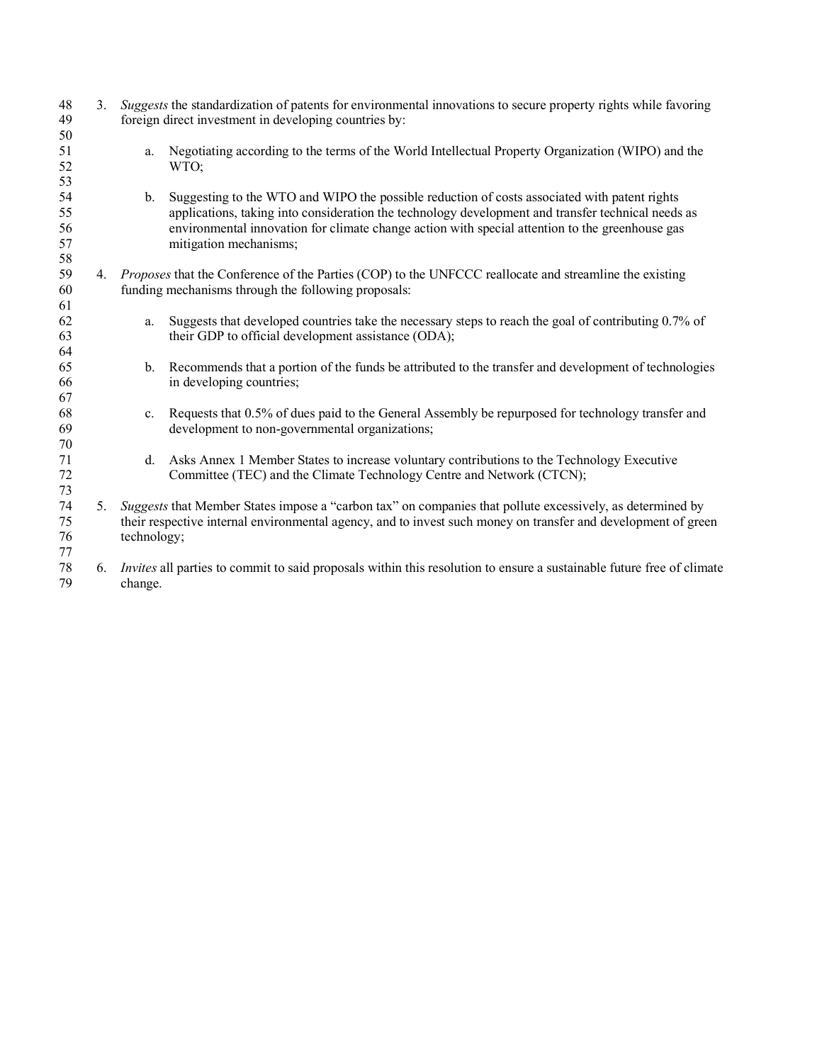3. *Suggests* the standardization of patents for environmental innovations to secure property rights while favoring foreign direct investment in developing countries by:

   a. Negotiating according to the terms of the World Intellectual Property Organization (WIPO) and the WTO;

   b. Suggesting to the WTO and WIPO the possible reduction of costs associated with patent rights applications, taking into consideration the technology development and transfer technical needs as environmental innovation for climate change action with special attention to the greenhouse gas mitigation mechanisms;

4. *Proposes* that the Conference of the Parties (COP) to the UNFCCC reallocate and streamline the existing funding mechanisms through the following proposals:

   a. Suggests that developed countries take the necessary steps to reach the goal of contributing 0.7% of their GDP to official development assistance (ODA);

   b. Recommends that a portion of the funds be attributed to the transfer and development of technologies in developing countries;

   c. Requests that 0.5% of dues paid to the General Assembly be repurposed for technology transfer and development to non-governmental organizations;

   d. Asks Annex 1 Member States to increase voluntary contributions to the Technology Executive Committee (TEC) and the Climate Technology Centre and Network (CTCN);

5. *Suggests* that Member States impose a "carbon tax" on companies that pollute excessively, as determined by their respective internal environmental agency, and to invest such money on transfer and development of green technology;

6. *Invites* all parties to commit to said proposals within this resolution to ensure a sustainable future free of climate change.